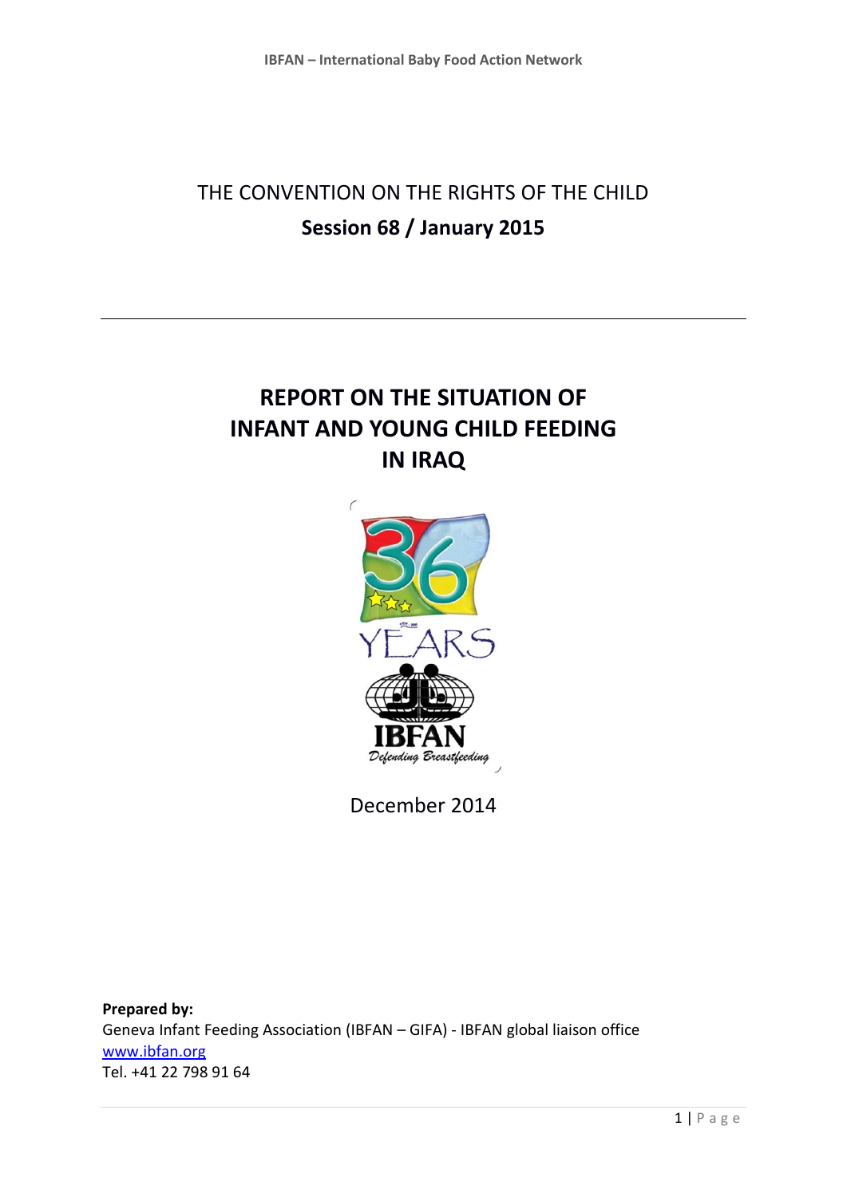THE CONVENTION ON THE RIGHTS OF THE CHILD

**Session 68 / January 2015**

---

# REPORT ON THE SITUATION OF INFANT AND YOUNG CHILD FEEDING IN IRAQ

December 2014

**Prepared by:**
Geneva Infant Feeding Association (IBFAN – GIFA) - IBFAN global liaison office
www.ibfan.org
Tel. +41 22 798 91 64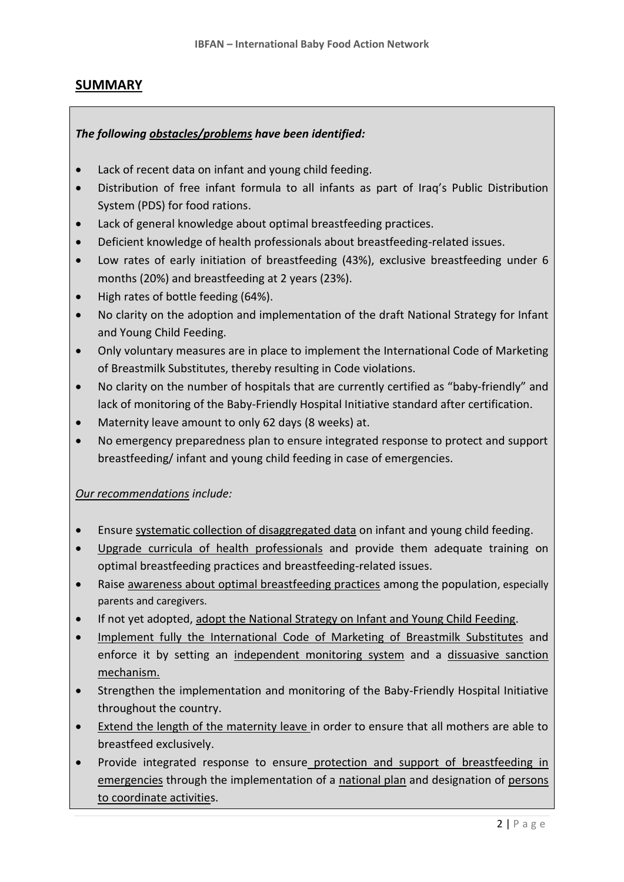## SUMMARY

***The following <u>obstacles/problems</u> have been identified:***

- Lack of recent data on infant and young child feeding.
- Distribution of free infant formula to all infants as part of Iraq's Public Distribution System (PDS) for food rations.
- Lack of general knowledge about optimal breastfeeding practices.
- Deficient knowledge of health professionals about breastfeeding-related issues.
- Low rates of early initiation of breastfeeding (43%), exclusive breastfeeding under 6 months (20%) and breastfeeding at 2 years (23%).
- High rates of bottle feeding (64%).
- No clarity on the adoption and implementation of the draft National Strategy for Infant and Young Child Feeding.
- Only voluntary measures are in place to implement the International Code of Marketing of Breastmilk Substitutes, thereby resulting in Code violations.
- No clarity on the number of hospitals that are currently certified as "baby-friendly" and lack of monitoring of the Baby-Friendly Hospital Initiative standard after certification.
- Maternity leave amount to only 62 days (8 weeks) at.
- No emergency preparedness plan to ensure integrated response to protect and support breastfeeding/ infant and young child feeding in case of emergencies.

*<u>Our recommendations</u> include:*

- Ensure <u>systematic collection of disaggregated data</u> on infant and young child feeding.
- <u>Upgrade curricula of health professionals</u> and provide them adequate training on optimal breastfeeding practices and breastfeeding-related issues.
- Raise <u>awareness about optimal breastfeeding practices</u> among the population, especially parents and caregivers.
- If not yet adopted, <u>adopt the National Strategy on Infant and Young Child Feeding</u>.
- <u>Implement fully the International Code of Marketing of Breastmilk Substitutes</u> and enforce it by setting an <u>independent monitoring system</u> and a <u>dissuasive sanction mechanism.</u>
- Strengthen the implementation and monitoring of the Baby-Friendly Hospital Initiative throughout the country.
- <u>Extend the length of the maternity leave</u> in order to ensure that all mothers are able to breastfeed exclusively.
- Provide integrated response to ensure <u>protection and support of breastfeeding in emergencies</u> through the implementation of a <u>national plan</u> and designation of <u>persons to coordinate activities</u>.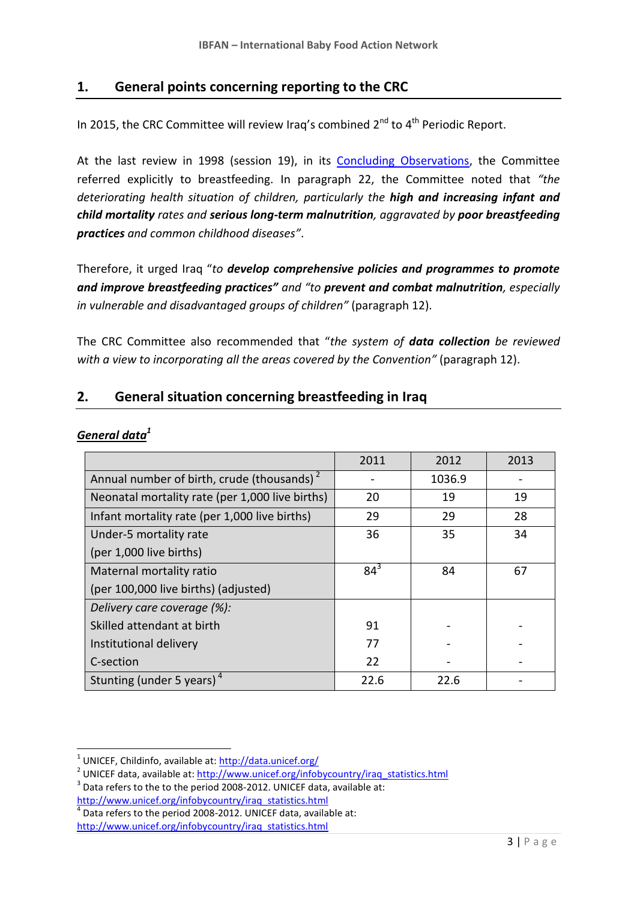## 1. General points concerning reporting to the CRC

In 2015, the CRC Committee will review Iraq's combined 2nd to 4th Periodic Report.

At the last review in 1998 (session 19), in its Concluding Observations, the Committee referred explicitly to breastfeeding. In paragraph 22, the Committee noted that *"the deteriorating health situation of children, particularly the* ***high and increasing infant and child mortality*** *rates and* ***serious long-term malnutrition****, aggravated by* ***poor breastfeeding practices*** *and common childhood diseases"*.

Therefore, it urged Iraq "*to* ***develop comprehensive policies and programmes to promote and improve breastfeeding practices"*** and *"to* ***prevent and combat malnutrition****, especially in vulnerable and disadvantaged groups of children"* (paragraph 12).

The CRC Committee also recommended that "*the system of* ***data collection*** *be reviewed with a view to incorporating all the areas covered by the Convention"* (paragraph 12).

## 2. General situation concerning breastfeeding in Iraq

***General data***[1]

| | 2011 | 2012 | 2013 |
|---|---|---|---|
| Annual number of birth, crude (thousands)[2] | - | 1036.9 | - |
| Neonatal mortality rate (per 1,000 live births) | 20 | 19 | 19 |
| Infant mortality rate (per 1,000 live births) | 29 | 29 | 28 |
| Under-5 mortality rate (per 1,000 live births) | 36 | 35 | 34 |
| Maternal mortality ratio (per 100,000 live births) (adjusted) | 84[3] | 84 | 67 |
| *Delivery care coverage (%):* | | | |
| Skilled attendant at birth | 91 | - | - |
| Institutional delivery | 77 | - | - |
| C-section | 22 | - | - |
| Stunting (under 5 years)[4] | 22.6 | 22.6 | - |

---

[1] UNICEF, Childinfo, available at: http://data.unicef.org/

[2] UNICEF data, available at: http://www.unicef.org/infobycountry/iraq_statistics.html

[3] Data refers to the to the period 2008-2012. UNICEF data, available at: http://www.unicef.org/infobycountry/iraq_statistics.html

[4] Data refers to the period 2008-2012. UNICEF data, available at: http://www.unicef.org/infobycountry/iraq_statistics.html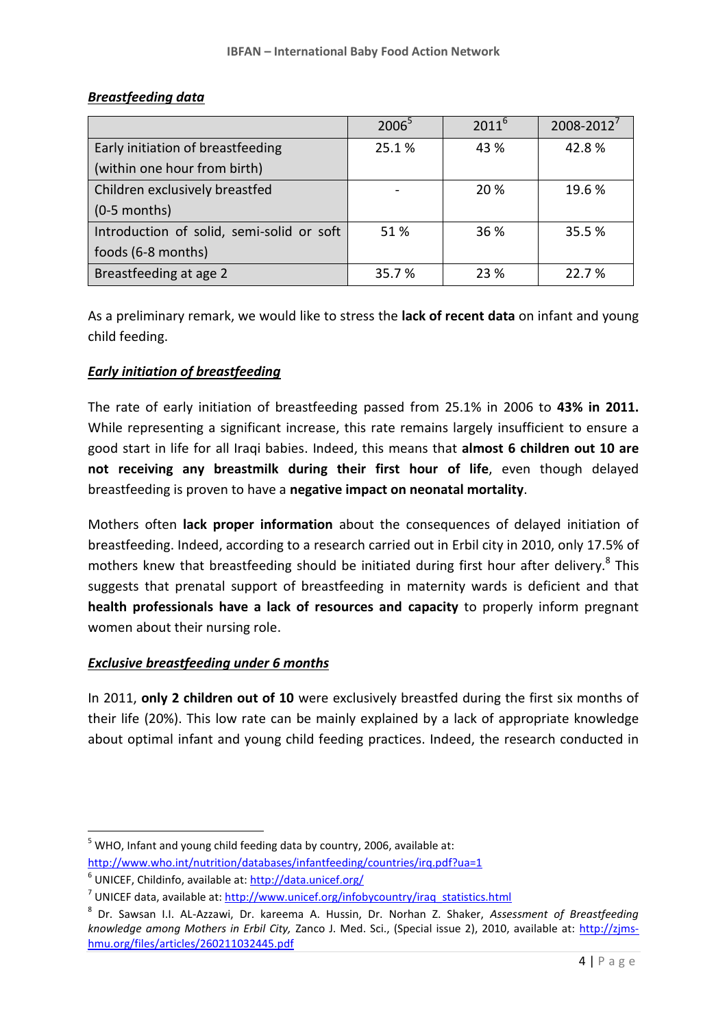***Breastfeeding data***

| | 2006[5] | 2011[6] | 2008-2012[7] |
|---|---|---|---|
| Early initiation of breastfeeding (within one hour from birth) | 25.1 % | 43 % | 42.8 % |
| Children exclusively breastfed (0-5 months) | - | 20 % | 19.6 % |
| Introduction of solid, semi-solid or soft foods (6-8 months) | 51 % | 36 % | 35.5 % |
| Breastfeeding at age 2 | 35.7 % | 23 % | 22.7 % |

As a preliminary remark, we would like to stress the **lack of recent data** on infant and young child feeding.

***Early initiation of breastfeeding***

The rate of early initiation of breastfeeding passed from 25.1% in 2006 to **43% in 2011.** While representing a significant increase, this rate remains largely insufficient to ensure a good start in life for all Iraqi babies. Indeed, this means that **almost 6 children out 10 are not receiving any breastmilk during their first hour of life**, even though delayed breastfeeding is proven to have a **negative impact on neonatal mortality**.

Mothers often **lack proper information** about the consequences of delayed initiation of breastfeeding. Indeed, according to a research carried out in Erbil city in 2010, only 17.5% of mothers knew that breastfeeding should be initiated during first hour after delivery.[8] This suggests that prenatal support of breastfeeding in maternity wards is deficient and that **health professionals have a lack of resources and capacity** to properly inform pregnant women about their nursing role.

***Exclusive breastfeeding under 6 months***

In 2011, **only 2 children out of 10** were exclusively breastfed during the first six months of their life (20%). This low rate can be mainly explained by a lack of appropriate knowledge about optimal infant and young child feeding practices. Indeed, the research conducted in

---

[5] WHO, Infant and young child feeding data by country, 2006, available at: http://www.who.int/nutrition/databases/infantfeeding/countries/irq.pdf?ua=1

[6] UNICEF, Childinfo, available at: http://data.unicef.org/

[7] UNICEF data, available at: http://www.unicef.org/infobycountry/iraq_statistics.html

[8] Dr. Sawsan I.I. AL-Azzawi, Dr. kareema A. Hussin, Dr. Norhan Z. Shaker, *Assessment of Breastfeeding knowledge among Mothers in Erbil City,* Zanco J. Med. Sci., (Special issue 2), 2010, available at: http://zjms-hmu.org/files/articles/260211032445.pdf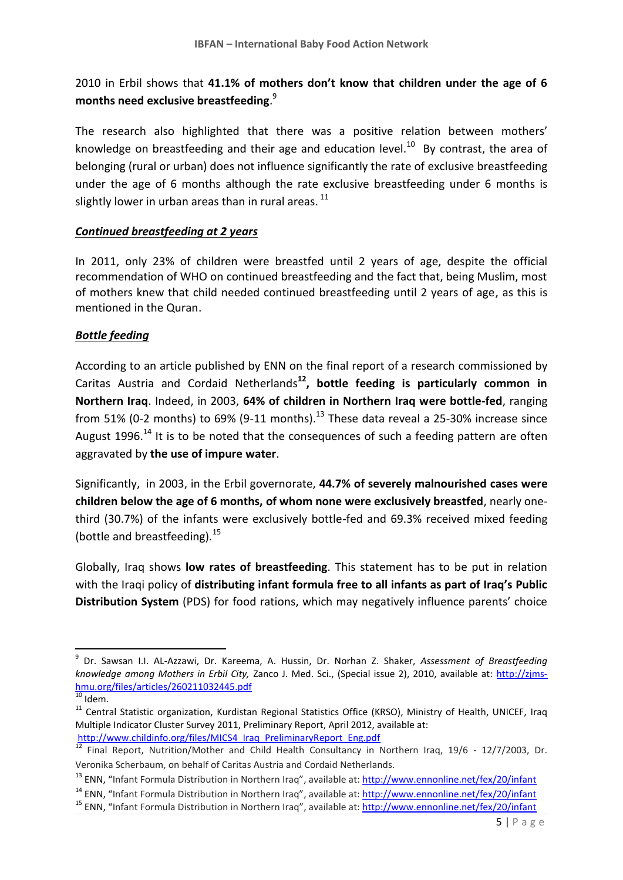2010 in Erbil shows that **41.1% of mothers don't know that children under the age of 6 months need exclusive breastfeeding**.[9]

The research also highlighted that there was a positive relation between mothers' knowledge on breastfeeding and their age and education level.[10] By contrast, the area of belonging (rural or urban) does not influence significantly the rate of exclusive breastfeeding under the age of 6 months although the rate exclusive breastfeeding under 6 months is slightly lower in urban areas than in rural areas.[11]

***Continued breastfeeding at 2 years***

In 2011, only 23% of children were breastfed until 2 years of age, despite the official recommendation of WHO on continued breastfeeding and the fact that, being Muslim, most of mothers knew that child needed continued breastfeeding until 2 years of age, as this is mentioned in the Quran.

***Bottle feeding***

According to an article published by ENN on the final report of a research commissioned by Caritas Austria and Cordaid Netherlands[12]**, bottle feeding is particularly common in Northern Iraq**. Indeed, in 2003, **64% of children in Northern Iraq were bottle-fed**, ranging from 51% (0-2 months) to 69% (9-11 months).[13] These data reveal a 25-30% increase since August 1996.[14] It is to be noted that the consequences of such a feeding pattern are often aggravated by **the use of impure water**.

Significantly, in 2003, in the Erbil governorate, **44.7% of severely malnourished cases were children below the age of 6 months, of whom none were exclusively breastfed**, nearly one-third (30.7%) of the infants were exclusively bottle-fed and 69.3% received mixed feeding (bottle and breastfeeding).[15]

Globally, Iraq shows **low rates of breastfeeding**. This statement has to be put in relation with the Iraqi policy of **distributing infant formula free to all infants as part of Iraq's Public Distribution System** (PDS) for food rations, which may negatively influence parents' choice

---

[9] Dr. Sawsan I.I. AL-Azzawi, Dr. Kareema, A. Hussin, Dr. Norhan Z. Shaker, *Assessment of Breastfeeding knowledge among Mothers in Erbil City,* Zanco J. Med. Sci., (Special issue 2), 2010, available at: http://zjms-hmu.org/files/articles/260211032445.pdf

[10] Idem.

[11] Central Statistic organization, Kurdistan Regional Statistics Office (KRSO), Ministry of Health, UNICEF, Iraq Multiple Indicator Cluster Survey 2011, Preliminary Report, April 2012, available at: http://www.childinfo.org/files/MICS4_Iraq_PreliminaryReport_Eng.pdf

[12] Final Report, Nutrition/Mother and Child Health Consultancy in Northern Iraq, 19/6 - 12/7/2003, Dr. Veronika Scherbaum, on behalf of Caritas Austria and Cordaid Netherlands.

[13] ENN, "Infant Formula Distribution in Northern Iraq", available at: http://www.ennonline.net/fex/20/infant

[14] ENN, "Infant Formula Distribution in Northern Iraq", available at: http://www.ennonline.net/fex/20/infant

[15] ENN, "Infant Formula Distribution in Northern Iraq", available at: http://www.ennonline.net/fex/20/infant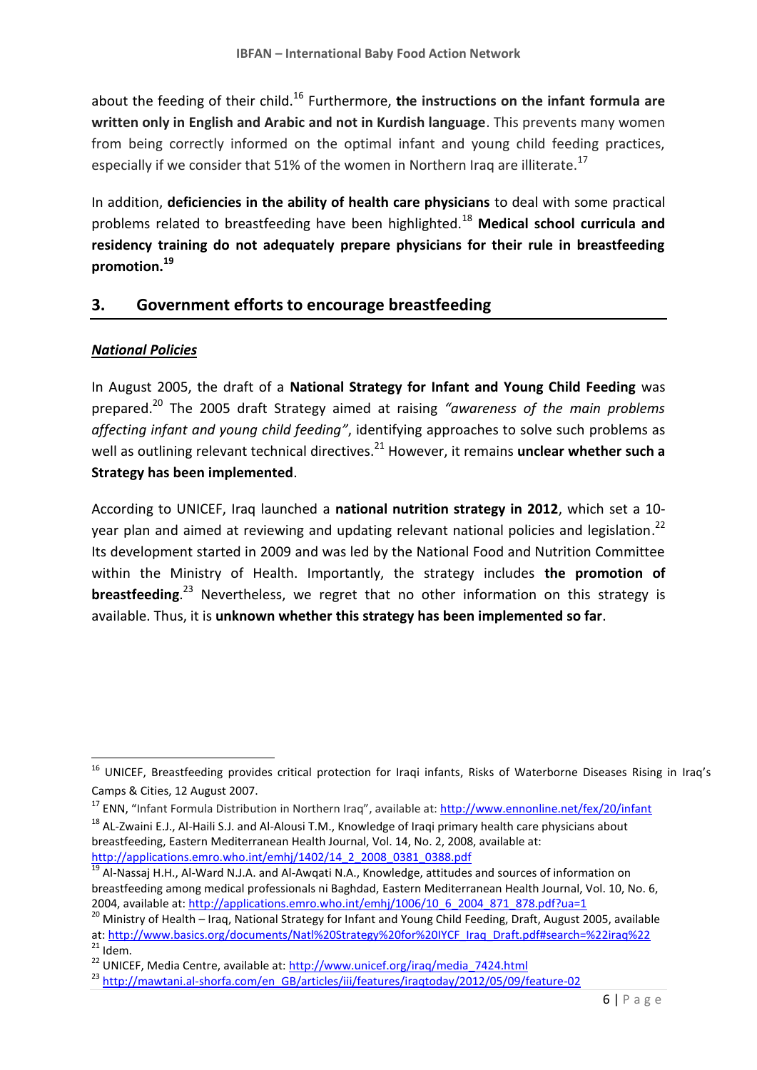about the feeding of their child.[16] Furthermore, **the instructions on the infant formula are written only in English and Arabic and not in Kurdish language**. This prevents many women from being correctly informed on the optimal infant and young child feeding practices, especially if we consider that 51% of the women in Northern Iraq are illiterate.[17]

In addition, **deficiencies in the ability of health care physicians** to deal with some practical problems related to breastfeeding have been highlighted.[18] **Medical school curricula and residency training do not adequately prepare physicians for their rule in breastfeeding promotion.[19]**

## 3. Government efforts to encourage breastfeeding

***National Policies***

In August 2005, the draft of a **National Strategy for Infant and Young Child Feeding** was prepared.[20] The 2005 draft Strategy aimed at raising *"awareness of the main problems affecting infant and young child feeding"*, identifying approaches to solve such problems as well as outlining relevant technical directives.[21] However, it remains **unclear whether such a Strategy has been implemented**.

According to UNICEF, Iraq launched a **national nutrition strategy in 2012**, which set a 10-year plan and aimed at reviewing and updating relevant national policies and legislation.[22] Its development started in 2009 and was led by the National Food and Nutrition Committee within the Ministry of Health. Importantly, the strategy includes **the promotion of breastfeeding**.[23] Nevertheless, we regret that no other information on this strategy is available. Thus, it is **unknown whether this strategy has been implemented so far**.

---

[16] UNICEF, Breastfeeding provides critical protection for Iraqi infants, Risks of Waterborne Diseases Rising in Iraq's Camps & Cities, 12 August 2007.

[17] ENN, "Infant Formula Distribution in Northern Iraq", available at: http://www.ennonline.net/fex/20/infant

[18] AL-Zwaini E.J., Al-Haili S.J. and Al-Alousi T.M., Knowledge of Iraqi primary health care physicians about breastfeeding, Eastern Mediterranean Health Journal, Vol. 14, No. 2, 2008, available at: http://applications.emro.who.int/emhj/1402/14_2_2008_0381_0388.pdf

[19] Al-Nassaj H.H., Al-Ward N.J.A. and Al-Awqati N.A., Knowledge, attitudes and sources of information on breastfeeding among medical professionals ni Baghdad, Eastern Mediterranean Health Journal, Vol. 10, No. 6, 2004, available at: http://applications.emro.who.int/emhj/1006/10_6_2004_871_878.pdf?ua=1

[20] Ministry of Health – Iraq, National Strategy for Infant and Young Child Feeding, Draft, August 2005, available at: http://www.basics.org/documents/Natl%20Strategy%20for%20IYCF_Iraq_Draft.pdf#search=%22iraq%22

[21] Idem.

[22] UNICEF, Media Centre, available at: http://www.unicef.org/iraq/media_7424.html

[23] http://mawtani.al-shorfa.com/en_GB/articles/iii/features/iraqtoday/2012/05/09/feature-02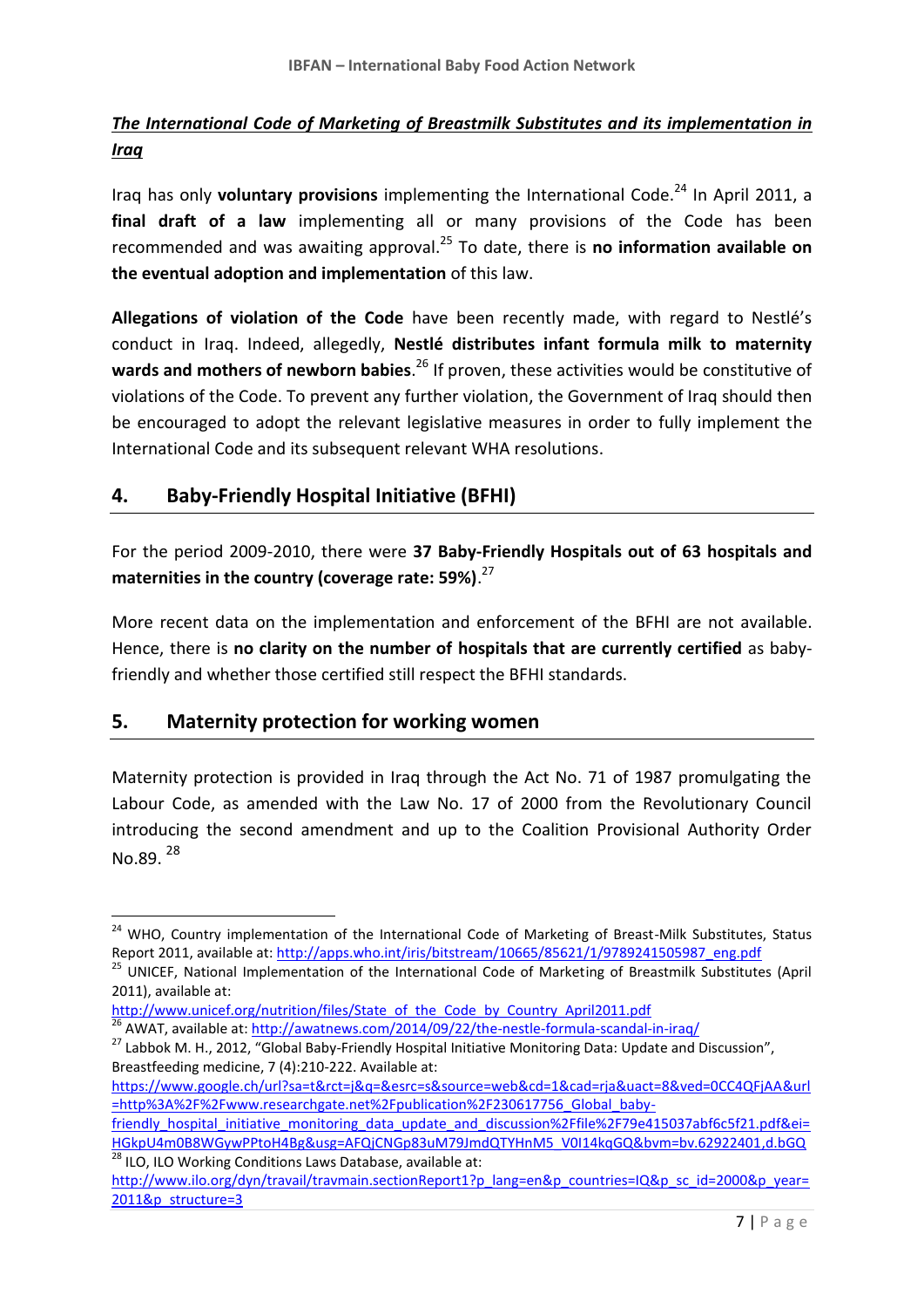***The International Code of Marketing of Breastmilk Substitutes and its implementation in Iraq***

Iraq has only **voluntary provisions** implementing the International Code.[24] In April 2011, a **final draft of a law** implementing all or many provisions of the Code has been recommended and was awaiting approval.[25] To date, there is **no information available on the eventual adoption and implementation** of this law.

**Allegations of violation of the Code** have been recently made, with regard to Nestlé's conduct in Iraq. Indeed, allegedly, **Nestlé distributes infant formula milk to maternity wards and mothers of newborn babies**.[26] If proven, these activities would be constitutive of violations of the Code. To prevent any further violation, the Government of Iraq should then be encouraged to adopt the relevant legislative measures in order to fully implement the International Code and its subsequent relevant WHA resolutions.

## 4. Baby-Friendly Hospital Initiative (BFHI)

For the period 2009-2010, there were **37 Baby-Friendly Hospitals out of 63 hospitals and maternities in the country (coverage rate: 59%)**.[27]

More recent data on the implementation and enforcement of the BFHI are not available. Hence, there is **no clarity on the number of hospitals that are currently certified** as baby-friendly and whether those certified still respect the BFHI standards.

## 5. Maternity protection for working women

Maternity protection is provided in Iraq through the Act No. 71 of 1987 promulgating the Labour Code, as amended with the Law No. 17 of 2000 from the Revolutionary Council introducing the second amendment and up to the Coalition Provisional Authority Order No.89. [28]

---

[24] WHO, Country implementation of the International Code of Marketing of Breast-Milk Substitutes, Status Report 2011, available at: http://apps.who.int/iris/bitstream/10665/85621/1/9789241505987_eng.pdf

[25] UNICEF, National Implementation of the International Code of Marketing of Breastmilk Substitutes (April 2011), available at: http://www.unicef.org/nutrition/files/State_of_the_Code_by_Country_April2011.pdf

[26] AWAT, available at: http://awatnews.com/2014/09/22/the-nestle-formula-scandal-in-iraq/

[27] Labbok M. H., 2012, "Global Baby-Friendly Hospital Initiative Monitoring Data: Update and Discussion", Breastfeeding medicine, 7 (4):210-222. Available at: https://www.google.ch/url?sa=t&rct=j&q=&esrc=s&source=web&cd=1&cad=rja&uact=8&ved=0CC4QFjAA&url=http%3A%2F%2Fwww.researchgate.net%2Fpublication%2F230617756_Global_baby-friendly_hospital_initiative_monitoring_data_update_and_discussion%2Ffile%2F79e415037abf6c5f21.pdf&ei=HGkpU4m0B8WGywPPtoH4Bg&usg=AFQjCNGp83uM79JmdQTYHnM5_V0I14kqGQ&bvm=bv.62922401,d.bGQ

[28] ILO, ILO Working Conditions Laws Database, available at: http://www.ilo.org/dyn/travail/travmain.sectionReport1?p_lang=en&p_countries=IQ&p_sc_id=2000&p_year=2011&p_structure=3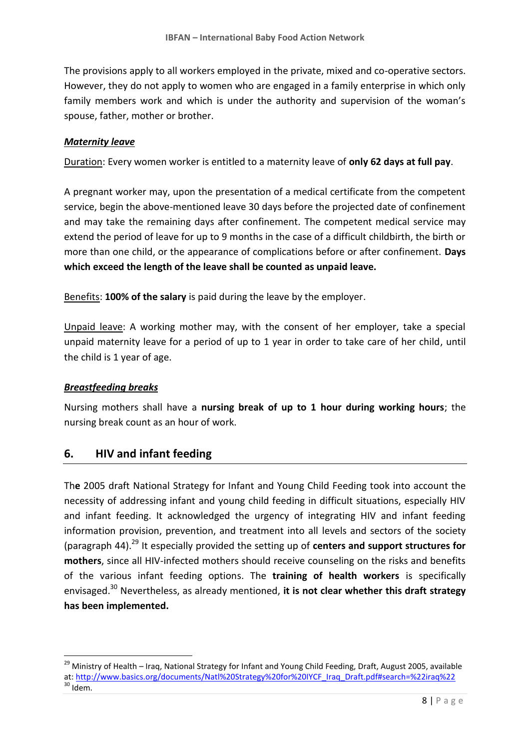The provisions apply to all workers employed in the private, mixed and co-operative sectors. However, they do not apply to women who are engaged in a family enterprise in which only family members work and which is under the authority and supervision of the woman's spouse, father, mother or brother.

***Maternity leave***

Duration: Every women worker is entitled to a maternity leave of **only 62 days at full pay**.

A pregnant worker may, upon the presentation of a medical certificate from the competent service, begin the above-mentioned leave 30 days before the projected date of confinement and may take the remaining days after confinement. The competent medical service may extend the period of leave for up to 9 months in the case of a difficult childbirth, the birth or more than one child, or the appearance of complications before or after confinement. **Days which exceed the length of the leave shall be counted as unpaid leave.**

Benefits: **100% of the salary** is paid during the leave by the employer.

Unpaid leave: A working mother may, with the consent of her employer, take a special unpaid maternity leave for a period of up to 1 year in order to take care of her child, until the child is 1 year of age.

***Breastfeeding breaks***

Nursing mothers shall have a **nursing break of up to 1 hour during working hours**; the nursing break count as an hour of work.

## 6. HIV and infant feeding

The 2005 draft National Strategy for Infant and Young Child Feeding took into account the necessity of addressing infant and young child feeding in difficult situations, especially HIV and infant feeding. It acknowledged the urgency of integrating HIV and infant feeding information provision, prevention, and treatment into all levels and sectors of the society (paragraph 44).[29] It especially provided the setting up of **centers and support structures for mothers**, since all HIV-infected mothers should receive counseling on the risks and benefits of the various infant feeding options. The **training of health workers** is specifically envisaged.[30] Nevertheless, as already mentioned, **it is not clear whether this draft strategy has been implemented.**

---

[29] Ministry of Health – Iraq, National Strategy for Infant and Young Child Feeding, Draft, August 2005, available at: http://www.basics.org/documents/Natl%20Strategy%20for%20IYCF_Iraq_Draft.pdf#search=%22iraq%22

[30] Idem.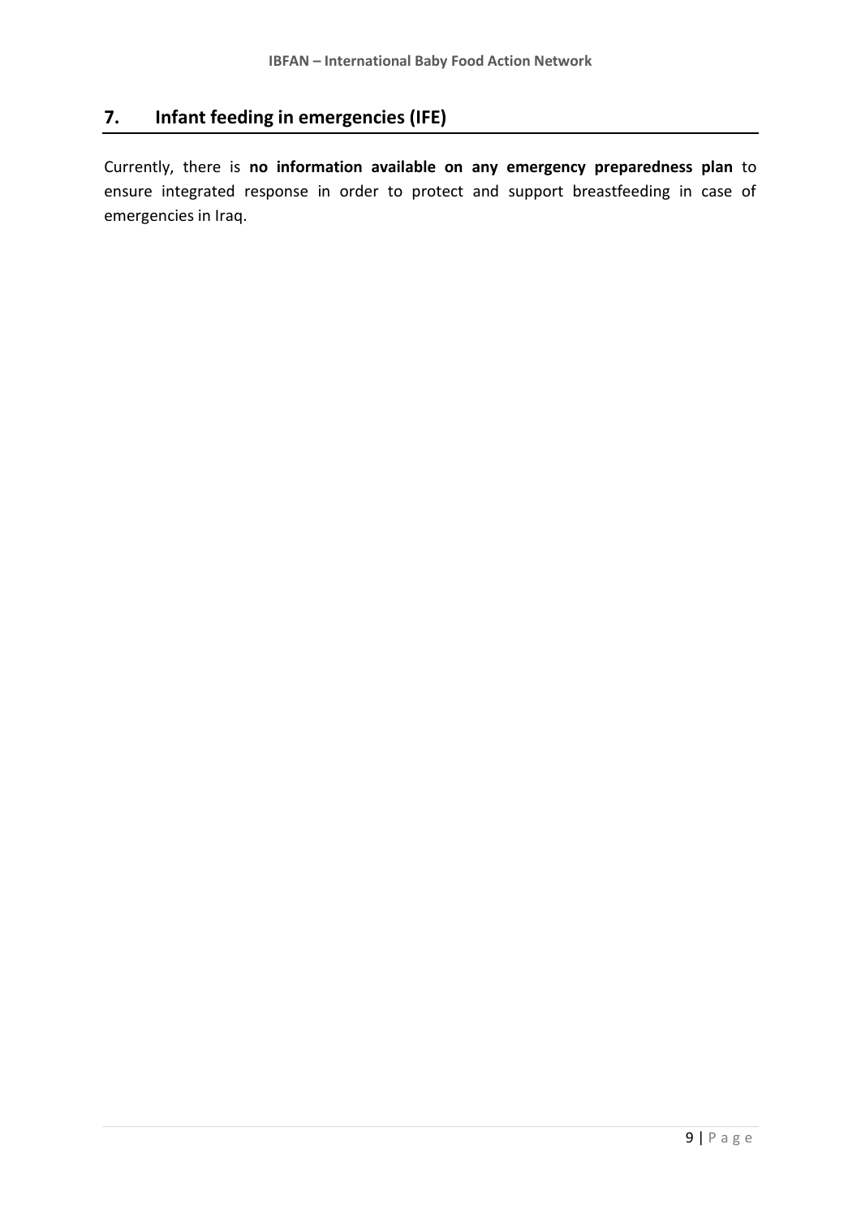## 7. Infant feeding in emergencies (IFE)

Currently, there is **no information available on any emergency preparedness plan** to ensure integrated response in order to protect and support breastfeeding in case of emergencies in Iraq.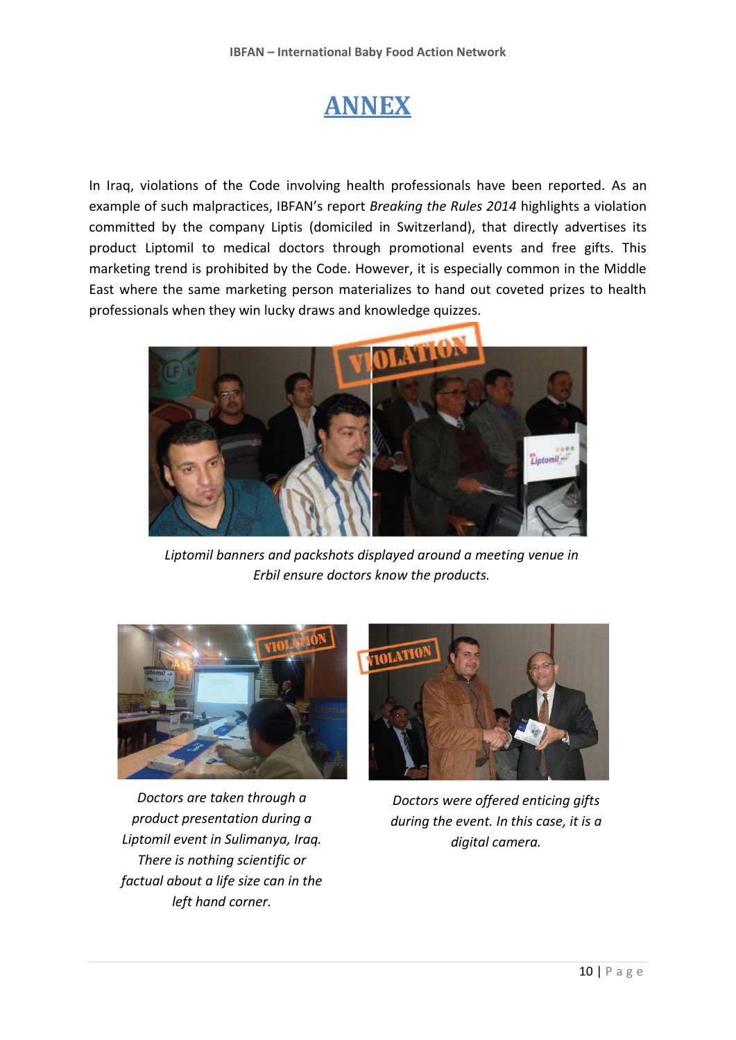# ANNEX

In Iraq, violations of the Code involving health professionals have been reported. As an example of such malpractices, IBFAN's report *Breaking the Rules 2014* highlights a violation committed by the company Liptis (domiciled in Switzerland), that directly advertises its product Liptomil to medical doctors through promotional events and free gifts. This marketing trend is prohibited by the Code. However, it is especially common in the Middle East where the same marketing person materializes to hand out coveted prizes to health professionals when they win lucky draws and knowledge quizzes.

*Liptomil banners and packshots displayed around a meeting venue in Erbil ensure doctors know the products.*

*Doctors are taken through a product presentation during a Liptomil event in Sulimanya, Iraq. There is nothing scientific or factual about a life size can in the left hand corner.*

*Doctors were offered enticing gifts during the event. In this case, it is a digital camera.*